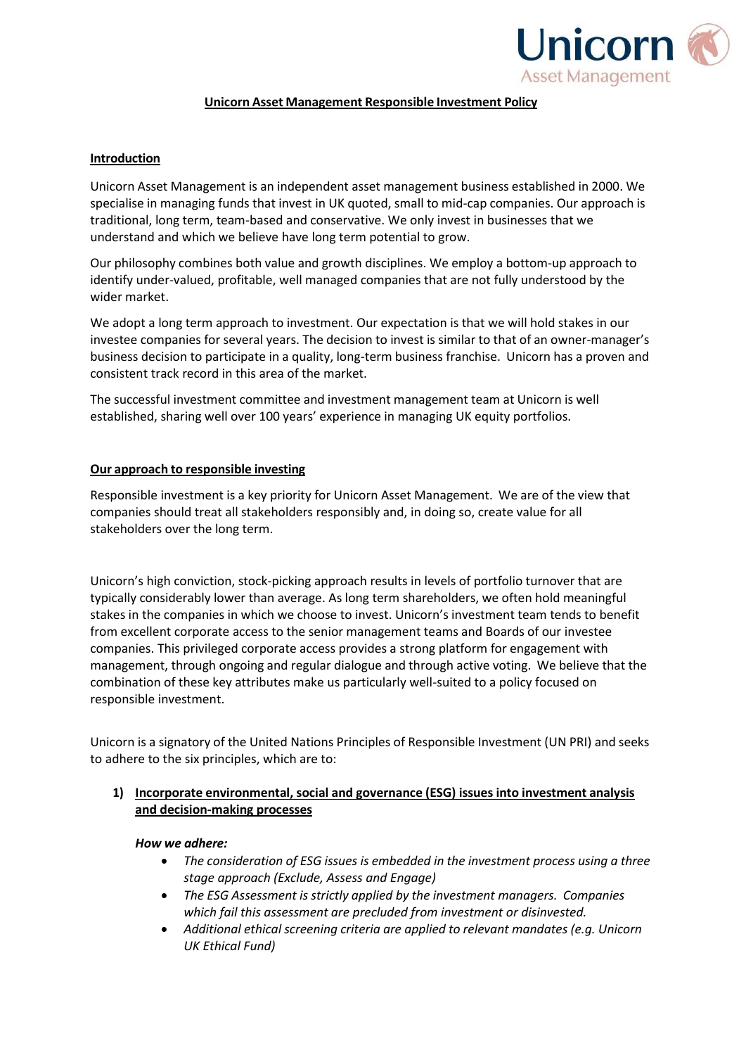# Unicorn Asset Management Responsible Investment Policy

## Introduction

Unicorn Asset Management is an independent asset management business established in 2000. We specialise in managing funds that invest in UK quoted, small to mid-cap companies. Our approach is traditional, long term, team-based and conservative. We only invest in businesses that we understand and which we believe have long term potential to grow.

Our philosophy combines both value and growth disciplines. We employ a bottom-up approach to identify under-valued, profitable, well managed companies that are not fully understood by the wider market.

We adopt a long term approach to investment. Our expectation is that we will hold stakes in our investee companies for several years. The decision to invest is similar to that of an owner-manager's business decision to participate in a quality, long-term business franchise. Unicorn has a proven and consistent track record in this area of the market.

The successful investment committee and investment management team at Unicorn is well established, sharing well over 100 years' experience in managing UK equity portfolios.

## Our approach to responsible investing

Responsible investment is a key priority for Unicorn Asset Management. We are of the view that companies should treat all stakeholders responsibly and, in doing so, create value for all stakeholders over the long term.

Unicorn's high conviction, stock-picking approach results in levels of portfolio turnover that are typically considerably lower than average. As long term shareholders, we often hold meaningful stakes in the companies in which we choose to invest. Unicorn's investment team tends to benefit from excellent corporate access to the senior management teams and Boards of our investee companies. This privileged corporate access provides a strong platform for engagement with management, through ongoing and regular dialogue and through active voting. We believe that the combination of these key attributes make us particularly well-suited to a policy focused on responsible investment.

Unicorn is a signatory of the United Nations Principles of Responsible Investment (UN PRI) and seeks to adhere to the six principles, which are to:

1) **Incorporate environmental, social and governance (ESG) issues into investment analysis and decision-making processes**

   ***How we adhere:***

   - *The consideration of ESG issues is embedded in the investment process using a three stage approach (Exclude, Assess and Engage)*
   - *The ESG Assessment is strictly applied by the investment managers. Companies which fail this assessment are precluded from investment or disinvested.*
   - *Additional ethical screening criteria are applied to relevant mandates (e.g. Unicorn UK Ethical Fund)*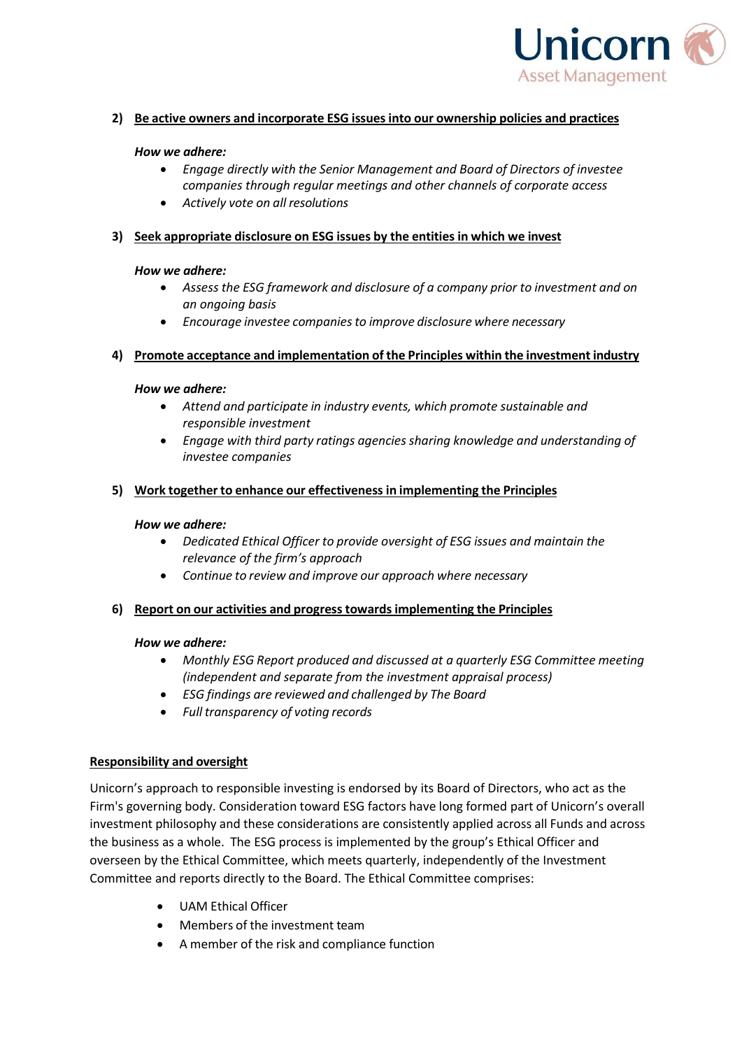2) **Be active owners and incorporate ESG issues into our ownership policies and practices**

   ***How we adhere:***
   - *Engage directly with the Senior Management and Board of Directors of investee companies through regular meetings and other channels of corporate access*
   - *Actively vote on all resolutions*

3) **Seek appropriate disclosure on ESG issues by the entities in which we invest**

   ***How we adhere:***
   - *Assess the ESG framework and disclosure of a company prior to investment and on an ongoing basis*
   - *Encourage investee companies to improve disclosure where necessary*

4) **Promote acceptance and implementation of the Principles within the investment industry**

   ***How we adhere:***
   - *Attend and participate in industry events, which promote sustainable and responsible investment*
   - *Engage with third party ratings agencies sharing knowledge and understanding of investee companies*

5) **Work together to enhance our effectiveness in implementing the Principles**

   ***How we adhere:***
   - *Dedicated Ethical Officer to provide oversight of ESG issues and maintain the relevance of the firm's approach*
   - *Continue to review and improve our approach where necessary*

6) **Report on our activities and progress towards implementing the Principles**

   ***How we adhere:***
   - *Monthly ESG Report produced and discussed at a quarterly ESG Committee meeting (independent and separate from the investment appraisal process)*
   - *ESG findings are reviewed and challenged by The Board*
   - *Full transparency of voting records*

## Responsibility and oversight

Unicorn's approach to responsible investing is endorsed by its Board of Directors, who act as the Firm's governing body. Consideration toward ESG factors have long formed part of Unicorn's overall investment philosophy and these considerations are consistently applied across all Funds and across the business as a whole. The ESG process is implemented by the group's Ethical Officer and overseen by the Ethical Committee, which meets quarterly, independently of the Investment Committee and reports directly to the Board. The Ethical Committee comprises:

- UAM Ethical Officer
- Members of the investment team
- A member of the risk and compliance function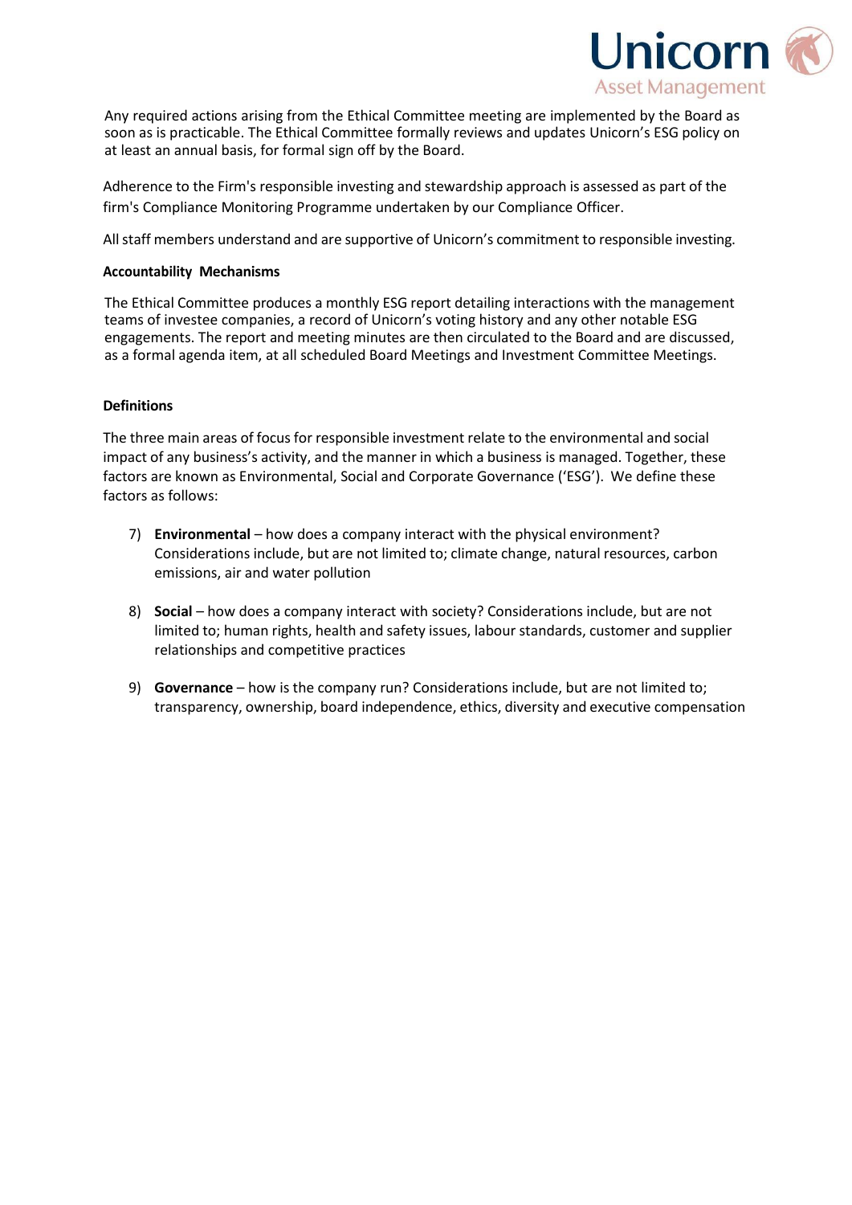Any required actions arising from the Ethical Committee meeting are implemented by the Board as soon as is practicable. The Ethical Committee formally reviews and updates Unicorn's ESG policy on at least an annual basis, for formal sign off by the Board.

Adherence to the Firm's responsible investing and stewardship approach is assessed as part of the firm's Compliance Monitoring Programme undertaken by our Compliance Officer.

All staff members understand and are supportive of Unicorn's commitment to responsible investing.

**Accountability Mechanisms**

The Ethical Committee produces a monthly ESG report detailing interactions with the management teams of investee companies, a record of Unicorn's voting history and any other notable ESG engagements. The report and meeting minutes are then circulated to the Board and are discussed, as a formal agenda item, at all scheduled Board Meetings and Investment Committee Meetings.

**Definitions**

The three main areas of focus for responsible investment relate to the environmental and social impact of any business's activity, and the manner in which a business is managed. Together, these factors are known as Environmental, Social and Corporate Governance ('ESG'). We define these factors as follows:

7) **Environmental** – how does a company interact with the physical environment? Considerations include, but are not limited to; climate change, natural resources, carbon emissions, air and water pollution

8) **Social** – how does a company interact with society? Considerations include, but are not limited to; human rights, health and safety issues, labour standards, customer and supplier relationships and competitive practices

9) **Governance** – how is the company run? Considerations include, but are not limited to; transparency, ownership, board independence, ethics, diversity and executive compensation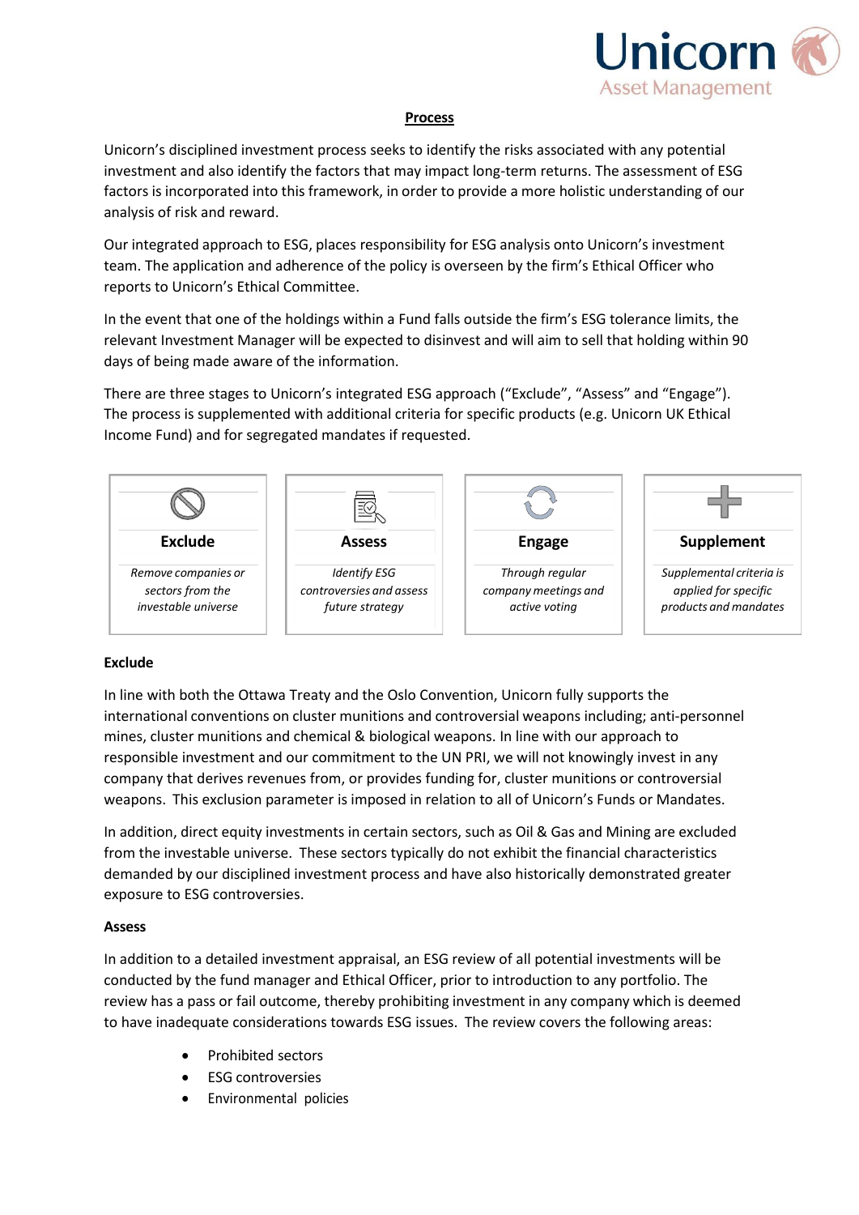## Process

Unicorn's disciplined investment process seeks to identify the risks associated with any potential investment and also identify the factors that may impact long-term returns. The assessment of ESG factors is incorporated into this framework, in order to provide a more holistic understanding of our analysis of risk and reward.

Our integrated approach to ESG, places responsibility for ESG analysis onto Unicorn's investment team. The application and adherence of the policy is overseen by the firm's Ethical Officer who reports to Unicorn's Ethical Committee.

In the event that one of the holdings within a Fund falls outside the firm's ESG tolerance limits, the relevant Investment Manager will be expected to disinvest and will aim to sell that holding within 90 days of being made aware of the information.

There are three stages to Unicorn's integrated ESG approach ("Exclude", "Assess" and "Engage"). The process is supplemented with additional criteria for specific products (e.g. Unicorn UK Ethical Income Fund) and for segregated mandates if requested.

| Exclude | Assess | Engage | Supplement |
|---|---|---|---|
| *Remove companies or sectors from the investable universe* | *Identify ESG controversies and assess future strategy* | *Through regular company meetings and active voting* | *Supplemental criteria is applied for specific products and mandates* |

**Exclude**

In line with both the Ottawa Treaty and the Oslo Convention, Unicorn fully supports the international conventions on cluster munitions and controversial weapons including; anti-personnel mines, cluster munitions and chemical & biological weapons. In line with our approach to responsible investment and our commitment to the UN PRI, we will not knowingly invest in any company that derives revenues from, or provides funding for, cluster munitions or controversial weapons. This exclusion parameter is imposed in relation to all of Unicorn's Funds or Mandates.

In addition, direct equity investments in certain sectors, such as Oil & Gas and Mining are excluded from the investable universe. These sectors typically do not exhibit the financial characteristics demanded by our disciplined investment process and have also historically demonstrated greater exposure to ESG controversies.

**Assess**

In addition to a detailed investment appraisal, an ESG review of all potential investments will be conducted by the fund manager and Ethical Officer, prior to introduction to any portfolio. The review has a pass or fail outcome, thereby prohibiting investment in any company which is deemed to have inadequate considerations towards ESG issues. The review covers the following areas:

- Prohibited sectors
- ESG controversies
- Environmental policies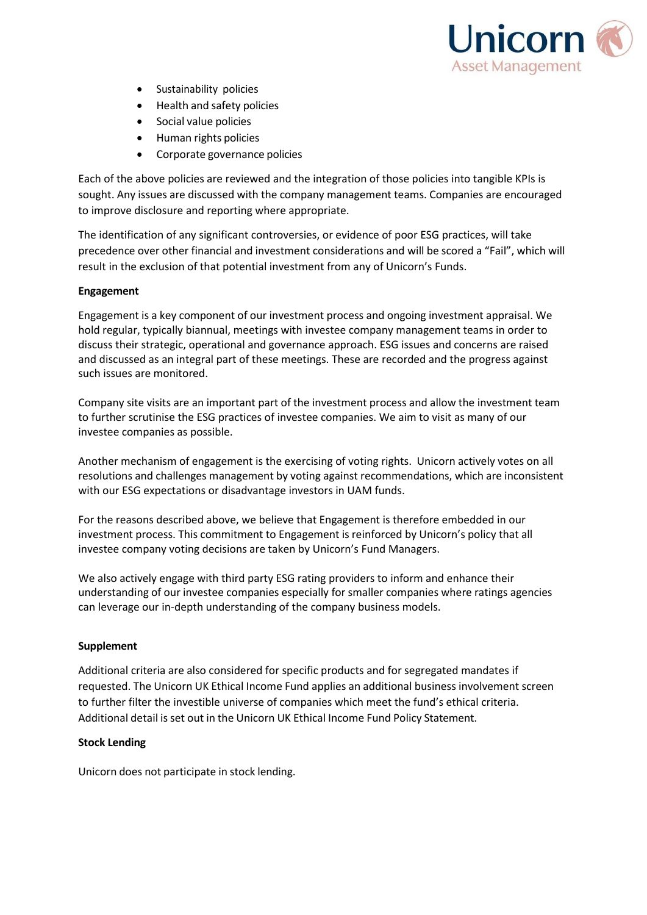- Sustainability policies
- Health and safety policies
- Social value policies
- Human rights policies
- Corporate governance policies

Each of the above policies are reviewed and the integration of those policies into tangible KPIs is sought. Any issues are discussed with the company management teams. Companies are encouraged to improve disclosure and reporting where appropriate.

The identification of any significant controversies, or evidence of poor ESG practices, will take precedence over other financial and investment considerations and will be scored a "Fail", which will result in the exclusion of that potential investment from any of Unicorn's Funds.

**Engagement**

Engagement is a key component of our investment process and ongoing investment appraisal. We hold regular, typically biannual, meetings with investee company management teams in order to discuss their strategic, operational and governance approach. ESG issues and concerns are raised and discussed as an integral part of these meetings. These are recorded and the progress against such issues are monitored.

Company site visits are an important part of the investment process and allow the investment team to further scrutinise the ESG practices of investee companies. We aim to visit as many of our investee companies as possible.

Another mechanism of engagement is the exercising of voting rights. Unicorn actively votes on all resolutions and challenges management by voting against recommendations, which are inconsistent with our ESG expectations or disadvantage investors in UAM funds.

For the reasons described above, we believe that Engagement is therefore embedded in our investment process. This commitment to Engagement is reinforced by Unicorn's policy that all investee company voting decisions are taken by Unicorn's Fund Managers.

We also actively engage with third party ESG rating providers to inform and enhance their understanding of our investee companies especially for smaller companies where ratings agencies can leverage our in-depth understanding of the company business models.

**Supplement**

Additional criteria are also considered for specific products and for segregated mandates if requested. The Unicorn UK Ethical Income Fund applies an additional business involvement screen to further filter the investible universe of companies which meet the fund's ethical criteria. Additional detail is set out in the Unicorn UK Ethical Income Fund Policy Statement.

**Stock Lending**

Unicorn does not participate in stock lending.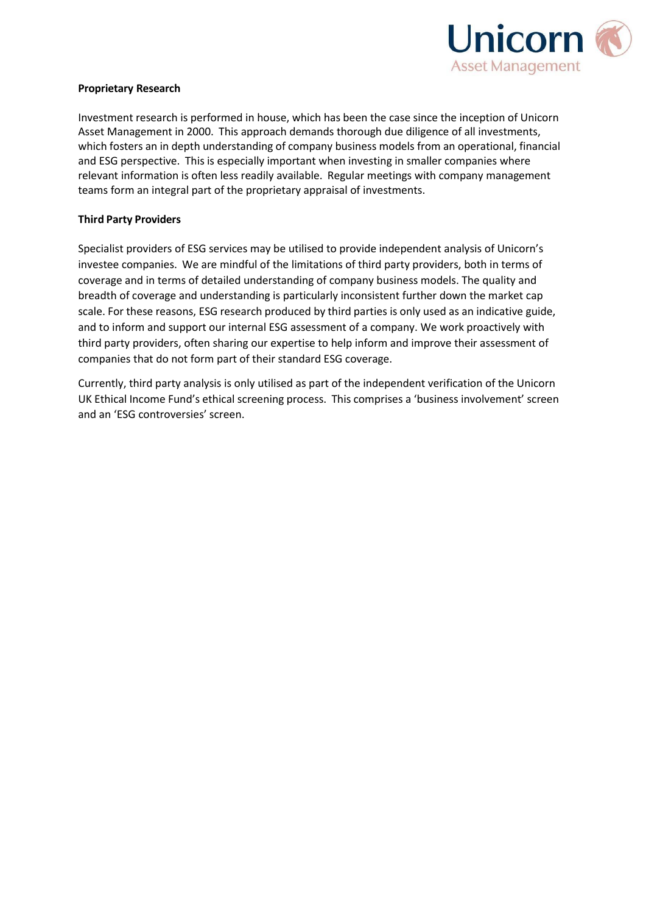**Proprietary Research**

Investment research is performed in house, which has been the case since the inception of Unicorn Asset Management in 2000. This approach demands thorough due diligence of all investments, which fosters an in depth understanding of company business models from an operational, financial and ESG perspective. This is especially important when investing in smaller companies where relevant information is often less readily available. Regular meetings with company management teams form an integral part of the proprietary appraisal of investments.

**Third Party Providers**

Specialist providers of ESG services may be utilised to provide independent analysis of Unicorn's investee companies. We are mindful of the limitations of third party providers, both in terms of coverage and in terms of detailed understanding of company business models. The quality and breadth of coverage and understanding is particularly inconsistent further down the market cap scale. For these reasons, ESG research produced by third parties is only used as an indicative guide, and to inform and support our internal ESG assessment of a company. We work proactively with third party providers, often sharing our expertise to help inform and improve their assessment of companies that do not form part of their standard ESG coverage.

Currently, third party analysis is only utilised as part of the independent verification of the Unicorn UK Ethical Income Fund's ethical screening process. This comprises a 'business involvement' screen and an 'ESG controversies' screen.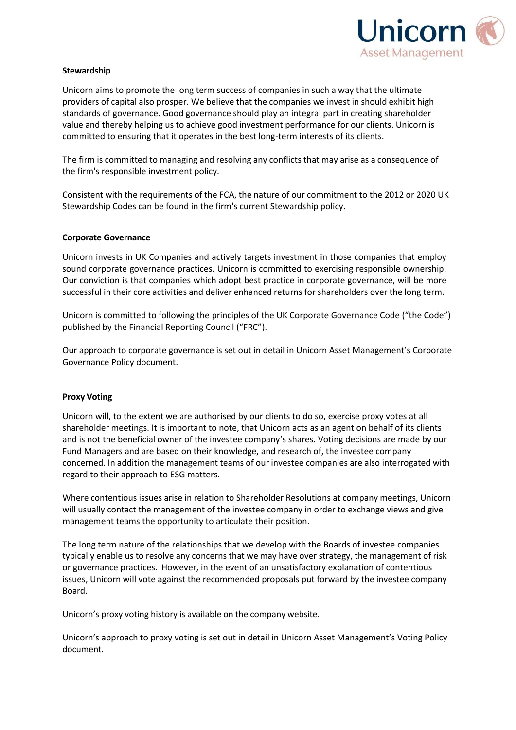**Stewardship**

Unicorn aims to promote the long term success of companies in such a way that the ultimate providers of capital also prosper. We believe that the companies we invest in should exhibit high standards of governance. Good governance should play an integral part in creating shareholder value and thereby helping us to achieve good investment performance for our clients. Unicorn is committed to ensuring that it operates in the best long-term interests of its clients.

The firm is committed to managing and resolving any conflicts that may arise as a consequence of the firm's responsible investment policy.

Consistent with the requirements of the FCA, the nature of our commitment to the 2012 or 2020 UK Stewardship Codes can be found in the firm's current Stewardship policy.

**Corporate Governance**

Unicorn invests in UK Companies and actively targets investment in those companies that employ sound corporate governance practices. Unicorn is committed to exercising responsible ownership. Our conviction is that companies which adopt best practice in corporate governance, will be more successful in their core activities and deliver enhanced returns for shareholders over the long term.

Unicorn is committed to following the principles of the UK Corporate Governance Code ("the Code") published by the Financial Reporting Council ("FRC").

Our approach to corporate governance is set out in detail in Unicorn Asset Management's Corporate Governance Policy document.

**Proxy Voting**

Unicorn will, to the extent we are authorised by our clients to do so, exercise proxy votes at all shareholder meetings. It is important to note, that Unicorn acts as an agent on behalf of its clients and is not the beneficial owner of the investee company's shares. Voting decisions are made by our Fund Managers and are based on their knowledge, and research of, the investee company concerned. In addition the management teams of our investee companies are also interrogated with regard to their approach to ESG matters.

Where contentious issues arise in relation to Shareholder Resolutions at company meetings, Unicorn will usually contact the management of the investee company in order to exchange views and give management teams the opportunity to articulate their position.

The long term nature of the relationships that we develop with the Boards of investee companies typically enable us to resolve any concerns that we may have over strategy, the management of risk or governance practices. However, in the event of an unsatisfactory explanation of contentious issues, Unicorn will vote against the recommended proposals put forward by the investee company Board.

Unicorn's proxy voting history is available on the company website.

Unicorn's approach to proxy voting is set out in detail in Unicorn Asset Management's Voting Policy document.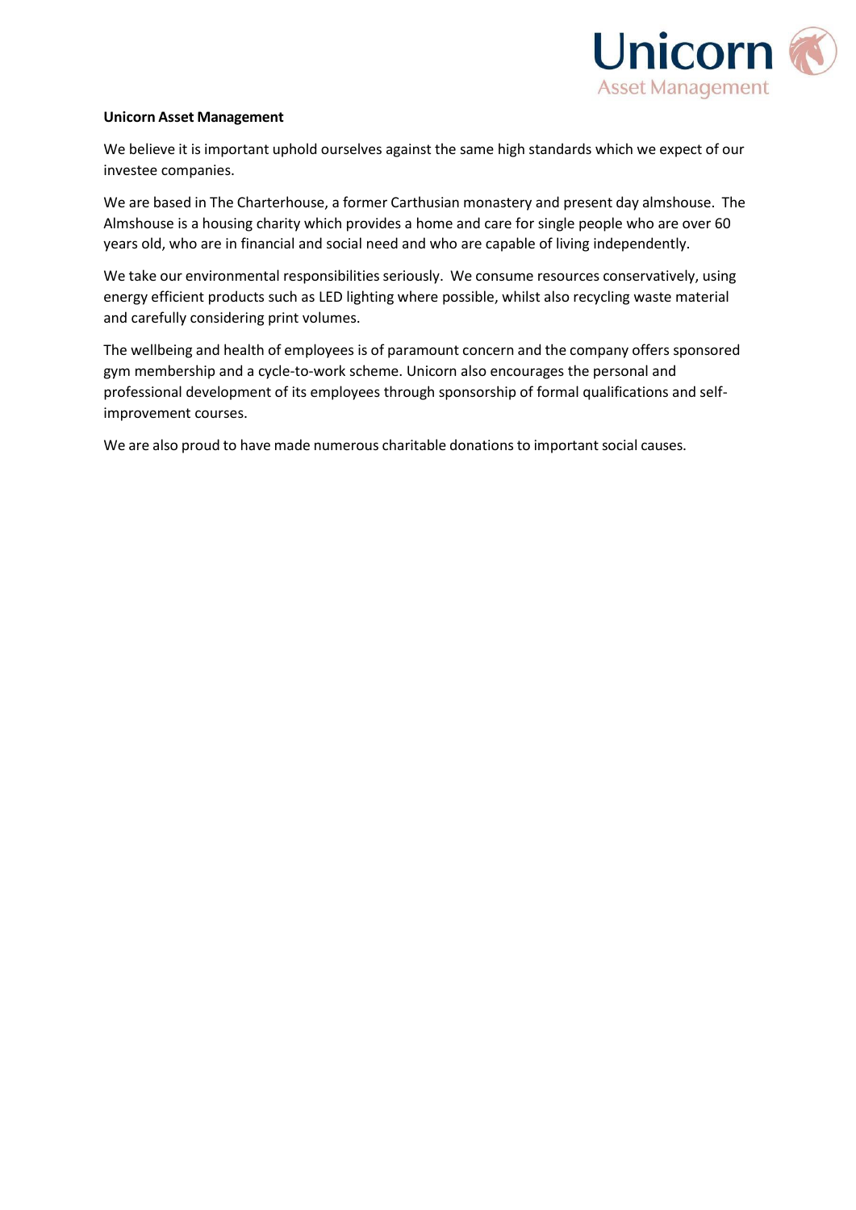**Unicorn Asset Management**

We believe it is important uphold ourselves against the same high standards which we expect of our investee companies.

We are based in The Charterhouse, a former Carthusian monastery and present day almshouse. The Almshouse is a housing charity which provides a home and care for single people who are over 60 years old, who are in financial and social need and who are capable of living independently.

We take our environmental responsibilities seriously. We consume resources conservatively, using energy efficient products such as LED lighting where possible, whilst also recycling waste material and carefully considering print volumes.

The wellbeing and health of employees is of paramount concern and the company offers sponsored gym membership and a cycle-to-work scheme. Unicorn also encourages the personal and professional development of its employees through sponsorship of formal qualifications and self-improvement courses.

We are also proud to have made numerous charitable donations to important social causes.